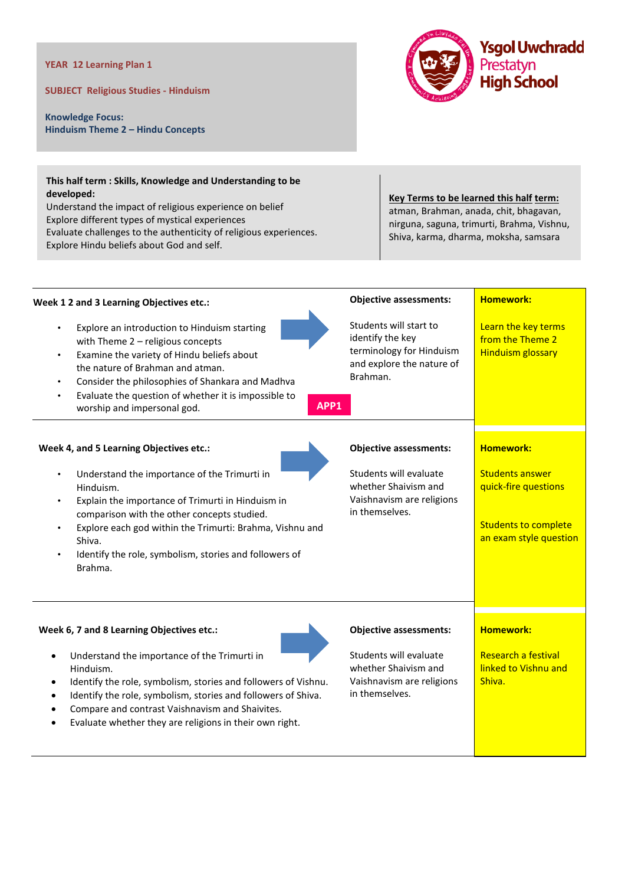**YEAR 12 Learning Plan 1**

**SUBJECT Religious Studies - Hinduism**

**Knowledge Focus:**
**Hinduism Theme 2 – Hindu Concepts**

Ysgol Uwchradd Prestatyn High School

**This half term : Skills, Knowledge and Understanding to be developed:**
Understand the impact of religious experience on belief
Explore different types of mystical experiences
Evaluate challenges to the authenticity of religious experiences.
Explore Hindu beliefs about God and self.

**Key Terms to be learned this half term:**
atman, Brahman, anada, chit, bhagavan, nirguna, saguna, trimurti, Brahma, Vishnu, Shiva, karma, dharma, moksha, samsara

| Learning Objectives | Objective assessments | Homework |
|---|---|---|
| **Week 1 2 and 3 Learning Objectives etc.:**<br>• Explore an introduction to Hinduism starting with Theme 2 – religious concepts<br>• Examine the variety of Hindu beliefs about the nature of Brahman and atman.<br>• Consider the philosophies of Shankara and Madhva<br>• Evaluate the question of whether it is impossible to worship and impersonal god.<br>**APP1** | **Objective assessments:**<br>Students will start to identify the key terminology for Hinduism and explore the nature of Brahman. | **Homework:**<br>Learn the key terms from the Theme 2 Hinduism glossary |
| **Week 4, and 5 Learning Objectives etc.:**<br>• Understand the importance of the Trimurti in Hinduism.<br>• Explain the importance of Trimurti in Hinduism in comparison with the other concepts studied.<br>• Explore each god within the Trimurti: Brahma, Vishnu and Shiva.<br>• Identify the role, symbolism, stories and followers of Brahma. | **Objective assessments:**<br>Students will evaluate whether Shaivism and Vaishnavism are religions in themselves. | **Homework:**<br>Students answer quick-fire questions<br><br>Students to complete an exam style question |
| **Week 6, 7 and 8 Learning Objectives etc.:**<br>• Understand the importance of the Trimurti in Hinduism.<br>• Identify the role, symbolism, stories and followers of Vishnu.<br>• Identify the role, symbolism, stories and followers of Shiva.<br>• Compare and contrast Vaishnavism and Shaivites.<br>• Evaluate whether they are religions in their own right. | **Objective assessments:**<br>Students will evaluate whether Shaivism and Vaishnavism are religions in themselves. | **Homework:**<br>Research a festival linked to Vishnu and Shiva. |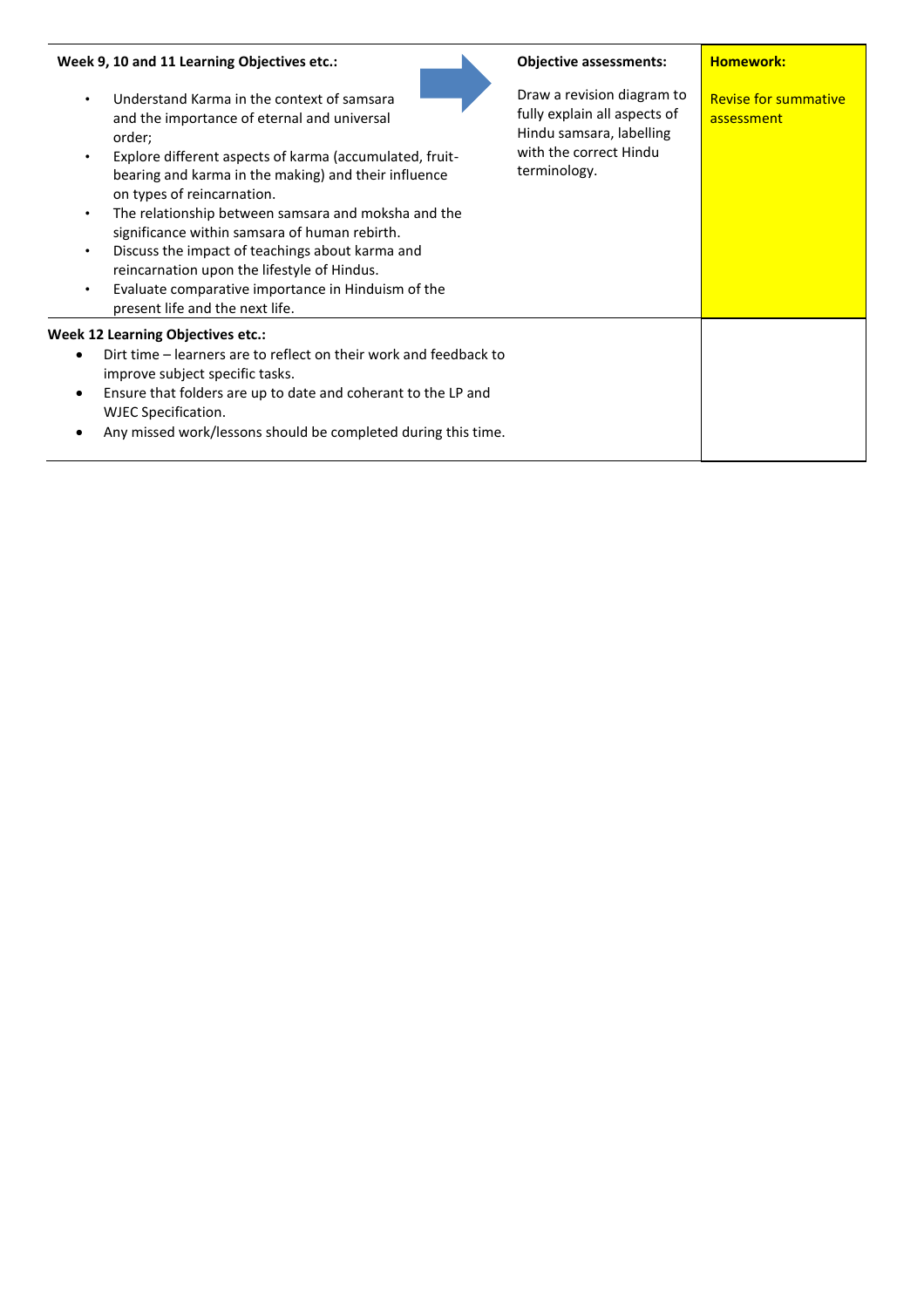| Week 9, 10 and 11 Learning Objectives etc.: | Objective assessments: | Homework: |
| --- | --- | --- |
| • Understand Karma in the context of samsara and the importance of eternal and universal order;<br>• Explore different aspects of karma (accumulated, fruit-bearing and karma in the making) and their influence on types of reincarnation.<br>• The relationship between samsara and moksha and the significance within samsara of human rebirth.<br>• Discuss the impact of teachings about karma and reincarnation upon the lifestyle of Hindus.<br>• Evaluate comparative importance in Hinduism of the present life and the next life. | Draw a revision diagram to fully explain all aspects of Hindu samsara, labelling with the correct Hindu terminology. | Revise for summative assessment |
| **Week 12 Learning Objectives etc.:**<br>• Dirt time – learners are to reflect on their work and feedback to improve subject specific tasks.<br>• Ensure that folders are up to date and coherant to the LP and WJEC Specification.<br>• Any missed work/lessons should be completed during this time. | | |